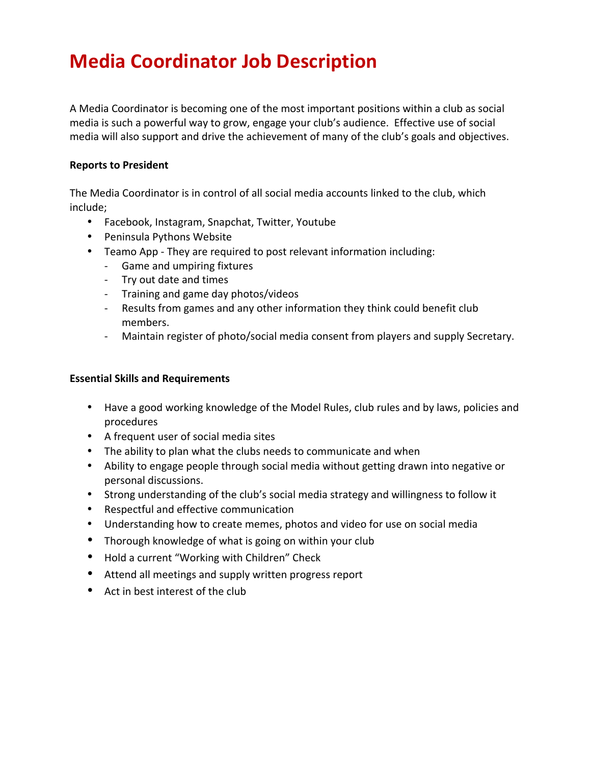# Media Coordinator Job Description

A Media Coordinator is becoming one of the most important positions within a club as social media is such a powerful way to grow, engage your club's audience. Effective use of social media will also support and drive the achievement of many of the club's goals and objectives.

**Reports to President**

The Media Coordinator is in control of all social media accounts linked to the club, which include;

- Facebook, Instagram, Snapchat, Twitter, Youtube
- Peninsula Pythons Website
- Teamo App - They are required to post relevant information including:
  - Game and umpiring fixtures
  - Try out date and times
  - Training and game day photos/videos
  - Results from games and any other information they think could benefit club members.
  - Maintain register of photo/social media consent from players and supply Secretary.

**Essential Skills and Requirements**

- Have a good working knowledge of the Model Rules, club rules and by laws, policies and procedures
- A frequent user of social media sites
- The ability to plan what the clubs needs to communicate and when
- Ability to engage people through social media without getting drawn into negative or personal discussions.
- Strong understanding of the club's social media strategy and willingness to follow it
- Respectful and effective communication
- Understanding how to create memes, photos and video for use on social media
- Thorough knowledge of what is going on within your club
- Hold a current "Working with Children" Check
- Attend all meetings and supply written progress report
- Act in best interest of the club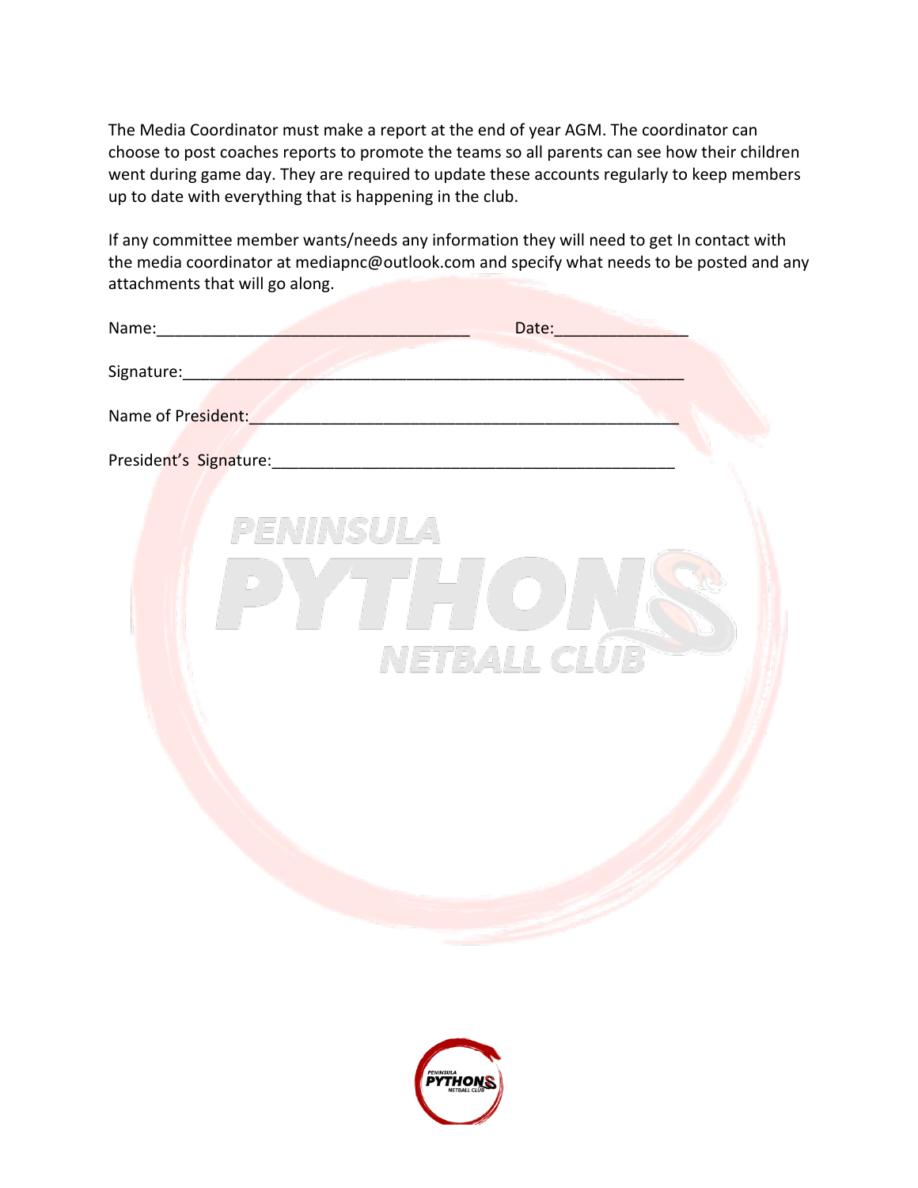The Media Coordinator must make a report at the end of year AGM. The coordinator can choose to post coaches reports to promote the teams so all parents can see how their children went during game day. They are required to update these accounts regularly to keep members up to date with everything that is happening in the club.

If any committee member wants/needs any information they will need to get In contact with the media coordinator at mediapnc@outlook.com and specify what needs to be posted and any attachments that will go along.

Name:___________________________________ Date:______________

Signature:________________________________________________________

Name of President:_______________________________________________

President's Signature:_____________________________________________